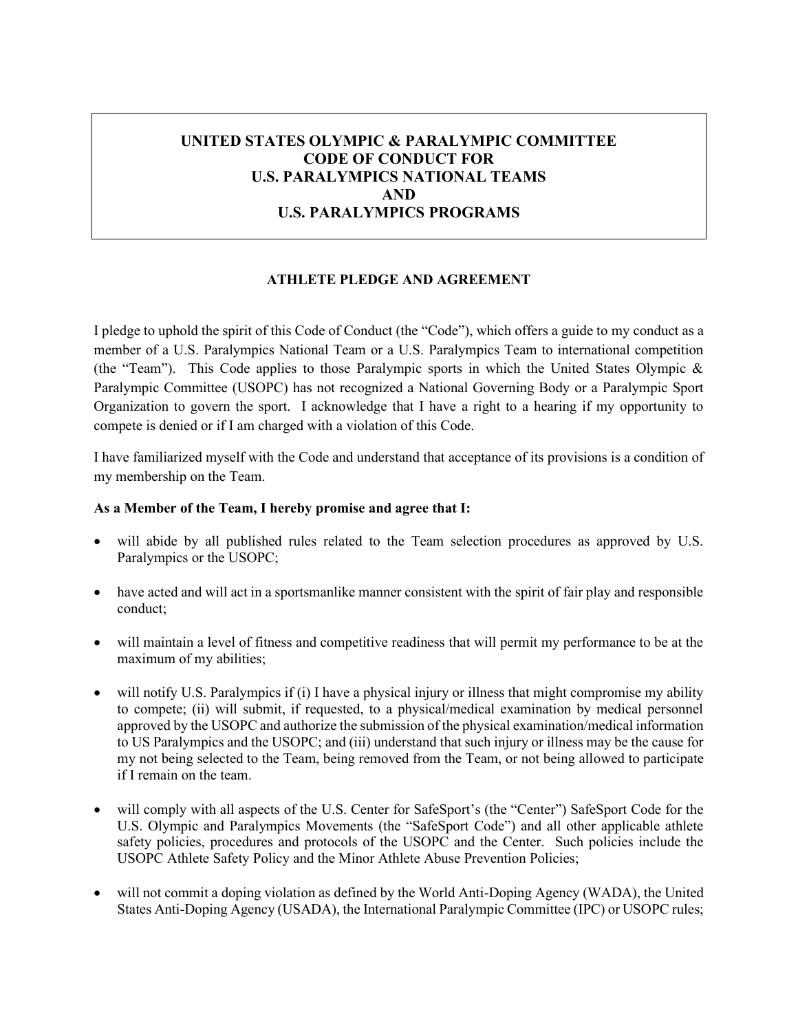# UNITED STATES OLYMPIC & PARALYMPIC COMMITTEE CODE OF CONDUCT FOR U.S. PARALYMPICS NATIONAL TEAMS AND U.S. PARALYMPICS PROGRAMS

## ATHLETE PLEDGE AND AGREEMENT

I pledge to uphold the spirit of this Code of Conduct (the "Code"), which offers a guide to my conduct as a member of a U.S. Paralympics National Team or a U.S. Paralympics Team to international competition (the "Team"). This Code applies to those Paralympic sports in which the United States Olympic & Paralympic Committee (USOPC) has not recognized a National Governing Body or a Paralympic Sport Organization to govern the sport. I acknowledge that I have a right to a hearing if my opportunity to compete is denied or if I am charged with a violation of this Code.

I have familiarized myself with the Code and understand that acceptance of its provisions is a condition of my membership on the Team.

**As a Member of the Team, I hereby promise and agree that I:**

- will abide by all published rules related to the Team selection procedures as approved by U.S. Paralympics or the USOPC;
- have acted and will act in a sportsmanlike manner consistent with the spirit of fair play and responsible conduct;
- will maintain a level of fitness and competitive readiness that will permit my performance to be at the maximum of my abilities;
- will notify U.S. Paralympics if (i) I have a physical injury or illness that might compromise my ability to compete; (ii) will submit, if requested, to a physical/medical examination by medical personnel approved by the USOPC and authorize the submission of the physical examination/medical information to US Paralympics and the USOPC; and (iii) understand that such injury or illness may be the cause for my not being selected to the Team, being removed from the Team, or not being allowed to participate if I remain on the team.
- will comply with all aspects of the U.S. Center for SafeSport's (the "Center") SafeSport Code for the U.S. Olympic and Paralympics Movements (the "SafeSport Code") and all other applicable athlete safety policies, procedures and protocols of the USOPC and the Center. Such policies include the USOPC Athlete Safety Policy and the Minor Athlete Abuse Prevention Policies;
- will not commit a doping violation as defined by the World Anti-Doping Agency (WADA), the United States Anti-Doping Agency (USADA), the International Paralympic Committee (IPC) or USOPC rules;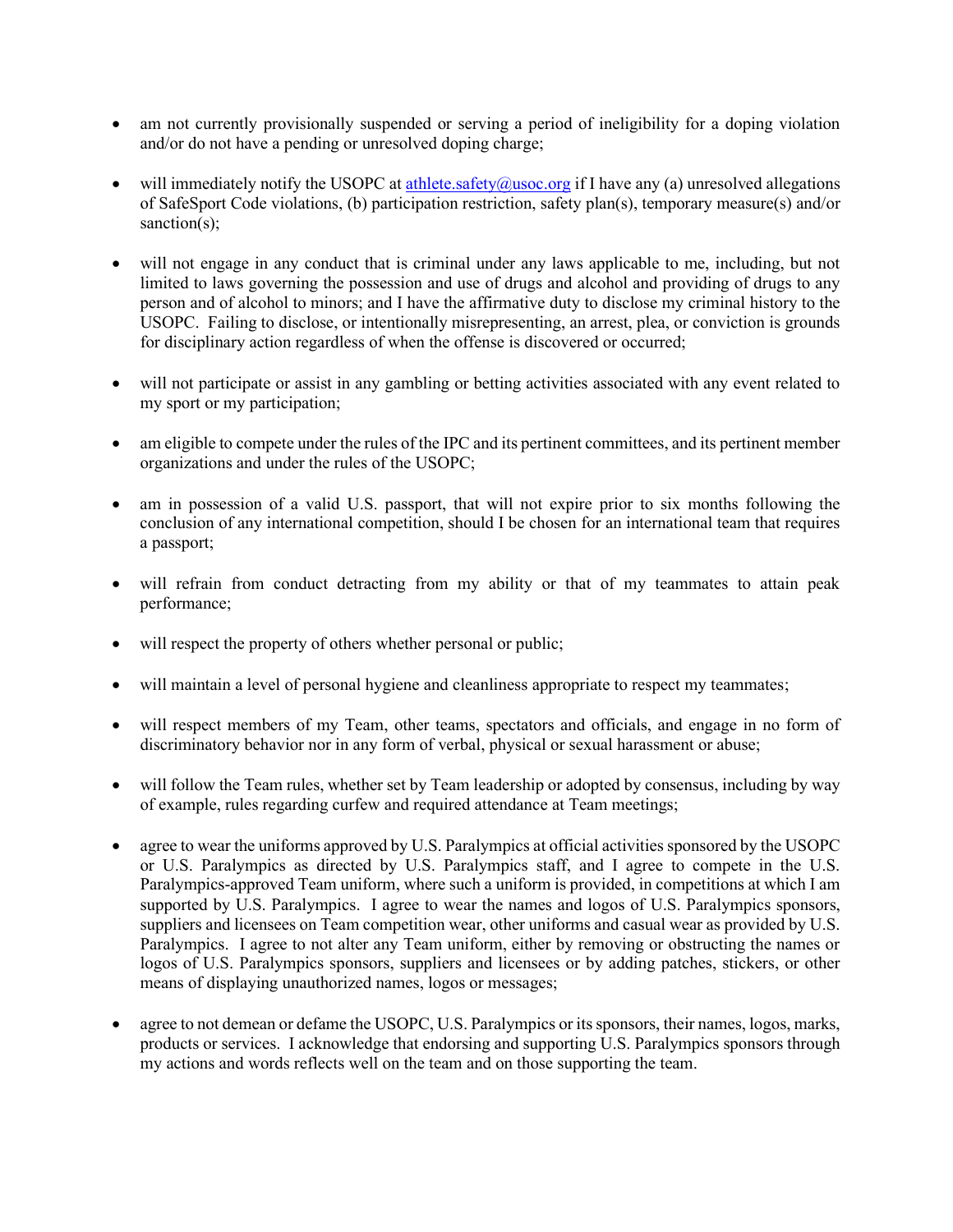- am not currently provisionally suspended or serving a period of ineligibility for a doping violation and/or do not have a pending or unresolved doping charge;

- will immediately notify the USOPC at [athlete.safety@usoc.org](mailto:athlete.safety@usoc.org) if I have any (a) unresolved allegations of SafeSport Code violations, (b) participation restriction, safety plan(s), temporary measure(s) and/or sanction(s);

- will not engage in any conduct that is criminal under any laws applicable to me, including, but not limited to laws governing the possession and use of drugs and alcohol and providing of drugs to any person and of alcohol to minors; and I have the affirmative duty to disclose my criminal history to the USOPC. Failing to disclose, or intentionally misrepresenting, an arrest, plea, or conviction is grounds for disciplinary action regardless of when the offense is discovered or occurred;

- will not participate or assist in any gambling or betting activities associated with any event related to my sport or my participation;

- am eligible to compete under the rules of the IPC and its pertinent committees, and its pertinent member organizations and under the rules of the USOPC;

- am in possession of a valid U.S. passport, that will not expire prior to six months following the conclusion of any international competition, should I be chosen for an international team that requires a passport;

- will refrain from conduct detracting from my ability or that of my teammates to attain peak performance;

- will respect the property of others whether personal or public;

- will maintain a level of personal hygiene and cleanliness appropriate to respect my teammates;

- will respect members of my Team, other teams, spectators and officials, and engage in no form of discriminatory behavior nor in any form of verbal, physical or sexual harassment or abuse;

- will follow the Team rules, whether set by Team leadership or adopted by consensus, including by way of example, rules regarding curfew and required attendance at Team meetings;

- agree to wear the uniforms approved by U.S. Paralympics at official activities sponsored by the USOPC or U.S. Paralympics as directed by U.S. Paralympics staff, and I agree to compete in the U.S. Paralympics-approved Team uniform, where such a uniform is provided, in competitions at which I am supported by U.S. Paralympics. I agree to wear the names and logos of U.S. Paralympics sponsors, suppliers and licensees on Team competition wear, other uniforms and casual wear as provided by U.S. Paralympics. I agree to not alter any Team uniform, either by removing or obstructing the names or logos of U.S. Paralympics sponsors, suppliers and licensees or by adding patches, stickers, or other means of displaying unauthorized names, logos or messages;

- agree to not demean or defame the USOPC, U.S. Paralympics or its sponsors, their names, logos, marks, products or services. I acknowledge that endorsing and supporting U.S. Paralympics sponsors through my actions and words reflects well on the team and on those supporting the team.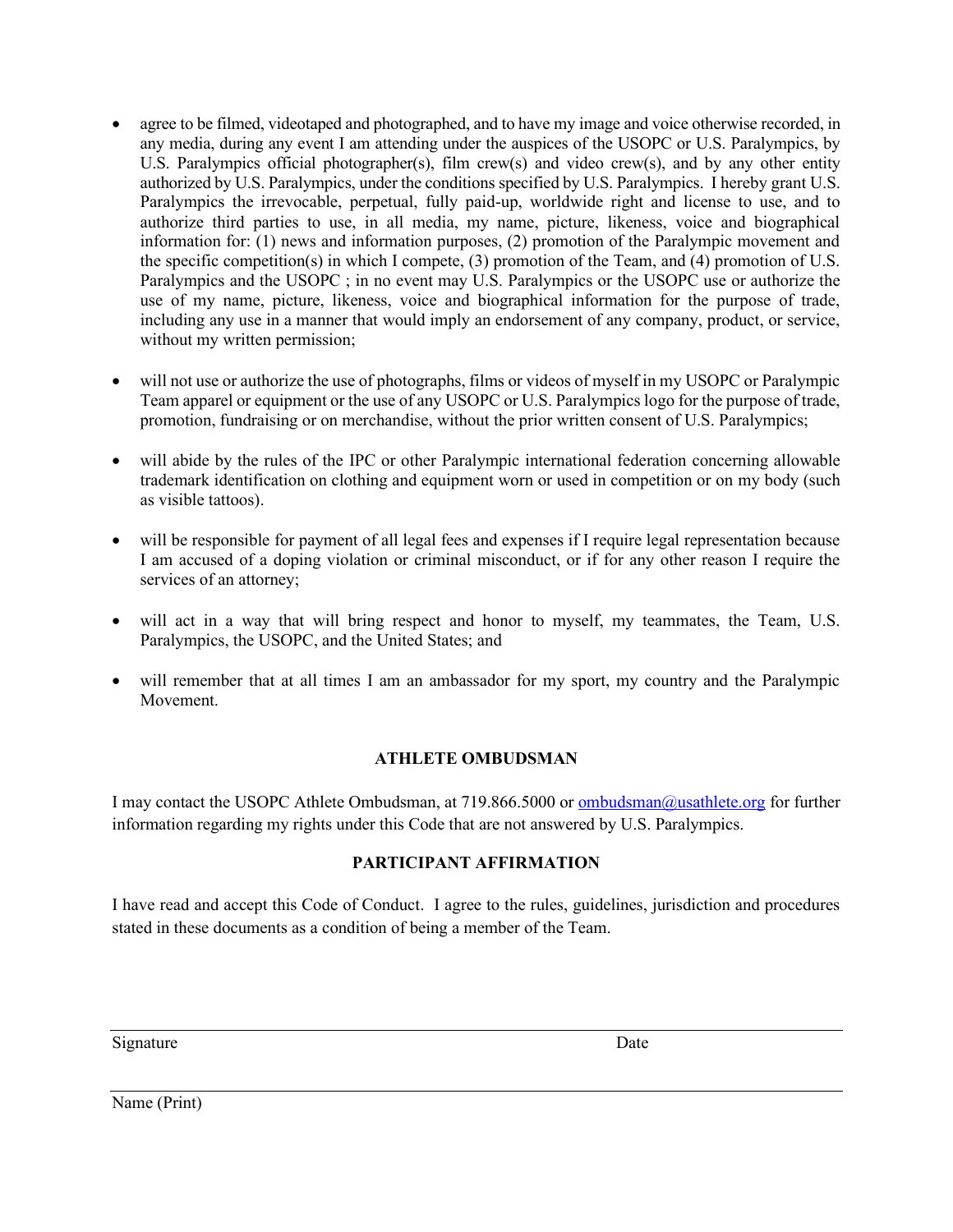- agree to be filmed, videotaped and photographed, and to have my image and voice otherwise recorded, in any media, during any event I am attending under the auspices of the USOPC or U.S. Paralympics, by U.S. Paralympics official photographer(s), film crew(s) and video crew(s), and by any other entity authorized by U.S. Paralympics, under the conditions specified by U.S. Paralympics. I hereby grant U.S. Paralympics the irrevocable, perpetual, fully paid-up, worldwide right and license to use, and to authorize third parties to use, in all media, my name, picture, likeness, voice and biographical information for: (1) news and information purposes, (2) promotion of the Paralympic movement and the specific competition(s) in which I compete, (3) promotion of the Team, and (4) promotion of U.S. Paralympics and the USOPC ; in no event may U.S. Paralympics or the USOPC use or authorize the use of my name, picture, likeness, voice and biographical information for the purpose of trade, including any use in a manner that would imply an endorsement of any company, product, or service, without my written permission;

- will not use or authorize the use of photographs, films or videos of myself in my USOPC or Paralympic Team apparel or equipment or the use of any USOPC or U.S. Paralympics logo for the purpose of trade, promotion, fundraising or on merchandise, without the prior written consent of U.S. Paralympics;

- will abide by the rules of the IPC or other Paralympic international federation concerning allowable trademark identification on clothing and equipment worn or used in competition or on my body (such as visible tattoos).

- will be responsible for payment of all legal fees and expenses if I require legal representation because I am accused of a doping violation or criminal misconduct, or if for any other reason I require the services of an attorney;

- will act in a way that will bring respect and honor to myself, my teammates, the Team, U.S. Paralympics, the USOPC, and the United States; and

- will remember that at all times I am an ambassador for my sport, my country and the Paralympic Movement.

## ATHLETE OMBUDSMAN

I may contact the USOPC Athlete Ombudsman, at 719.866.5000 or ombudsman@usathlete.org for further information regarding my rights under this Code that are not answered by U.S. Paralympics.

## PARTICIPANT AFFIRMATION

I have read and accept this Code of Conduct. I agree to the rules, guidelines, jurisdiction and procedures stated in these documents as a condition of being a member of the Team.

Signature _______________________________ Date _______________

Name (Print) _______________________________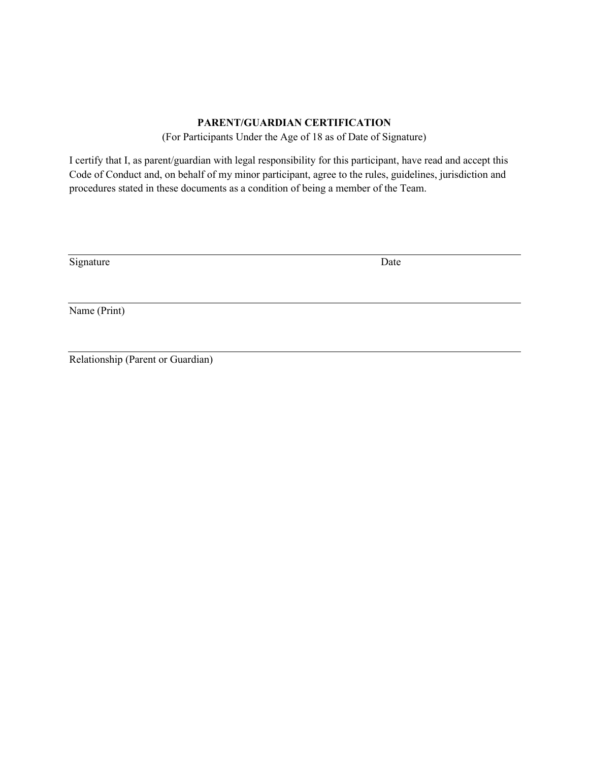**PARENT/GUARDIAN CERTIFICATION**

(For Participants Under the Age of 18 as of Date of Signature)

I certify that I, as parent/guardian with legal responsibility for this participant, have read and accept this Code of Conduct and, on behalf of my minor participant, agree to the rules, guidelines, jurisdiction and procedures stated in these documents as a condition of being a member of the Team.

\_\_\_\_\_\_\_\_\_\_\_\_\_\_\_\_\_\_\_\_\_\_\_\_\_\_\_\_\_\_\_\_\_\_\_\_\_\_\_\_\_\_\_\_\_\_\_\_\_\_\_\_\_\_\_\_\_\_\_\_\_\_\_\_

Signature                                                                                     Date

\_\_\_\_\_\_\_\_\_\_\_\_\_\_\_\_\_\_\_\_\_\_\_\_\_\_\_\_\_\_\_\_\_\_\_\_\_\_\_\_\_\_\_\_\_\_\_\_\_\_\_\_\_\_\_\_\_\_\_\_\_\_\_\_

Name (Print)

\_\_\_\_\_\_\_\_\_\_\_\_\_\_\_\_\_\_\_\_\_\_\_\_\_\_\_\_\_\_\_\_\_\_\_\_\_\_\_\_\_\_\_\_\_\_\_\_\_\_\_\_\_\_\_\_\_\_\_\_\_\_\_\_

Relationship (Parent or Guardian)